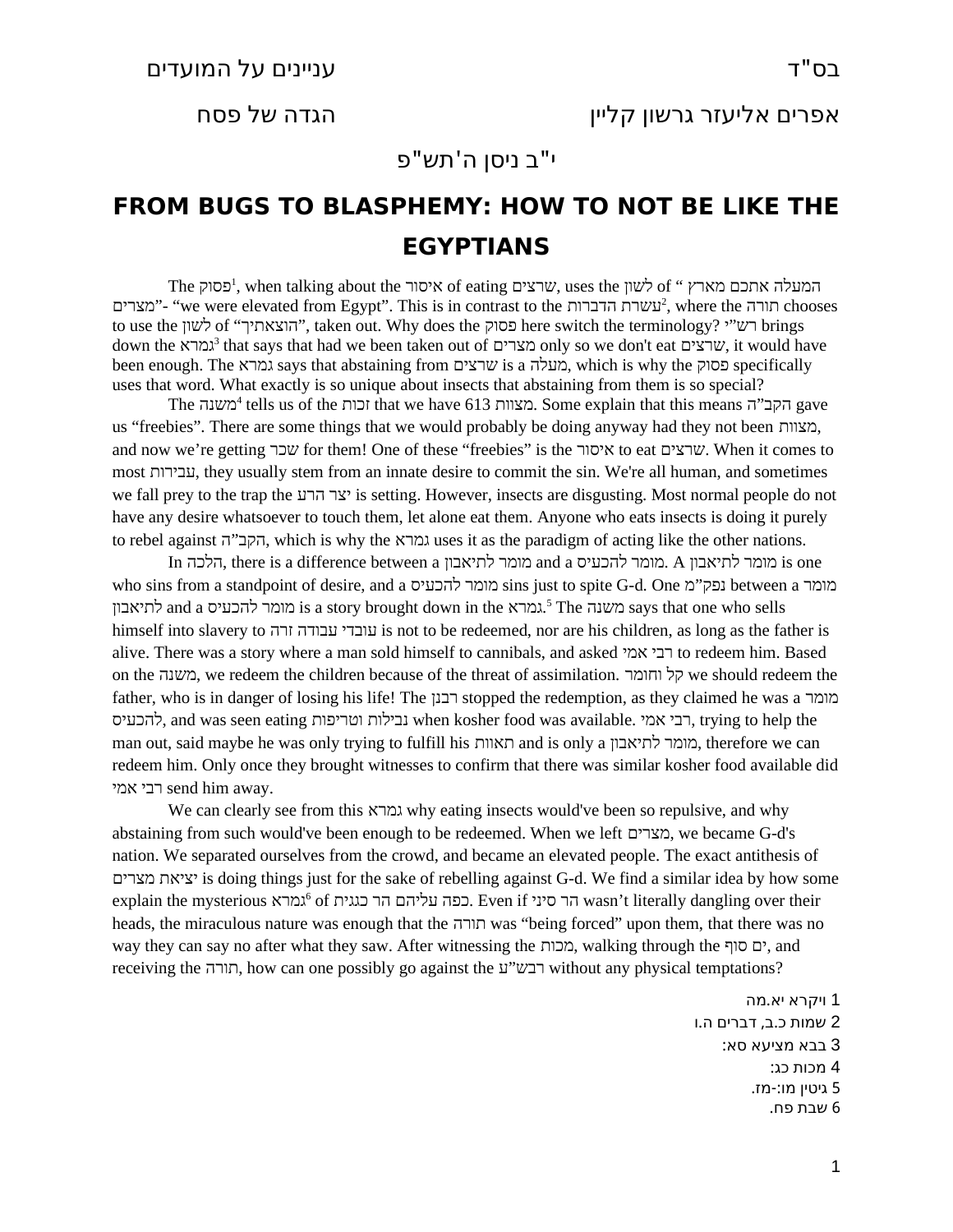בס"ד                                                                                                    עניינים על המועדים

אפרים אליעזר גרשון קליין                                                                                    הגדה של פסח

י"ב ניסן ה'תש"פ

# FROM BUGS TO BLASPHEMY: HOW TO NOT BE LIKE THE EGYPTIANS

The פסוק[1], when talking about the איסור of eating *שרצים*, uses the *לשון* of "המעלה אתכם מארץ מצרים"- "we were elevated from Egypt". This is in contrast to the עשרת הדברות[2], where the תורה chooses to use the *לשון* of "הוצאתיך", taken out. Why does the פסוק here switch the terminology? רש"י brings down the גמרא[3] that says that had we been taken out of מצרים only so we don't eat *שרצים*, it would have been enough. The גמרא says that abstaining from *שרצים* is a מעלה, which is why the פסוק specifically uses that word. What exactly is so unique about insects that abstaining from them is so special?

The *משנה*[4] tells us of the זכות that we have 613 מצוות. Some explain that this means הקב"ה gave us "freebies". There are some things that we would probably be doing anyway had they not been מצוות, and now we're getting *שכר* for them! One of these "freebies" is the איסור to eat *שרצים*. When it comes to most עבירות, they usually stem from an innate desire to commit the sin. We're all human, and sometimes we fall prey to the trap the יצר הרע is setting. However, insects are disgusting. Most normal people do not have any desire whatsoever to touch them, let alone eat them. Anyone who eats insects is doing it purely to rebel against הקב"ה, which is why the גמרא uses it as the paradigm of acting like the other nations.

In הלכה, there is a difference between a מומר לתיאבון and a מומר להכעיס. A מומר לתיאבון is one who sins from a standpoint of desire, and a מומר *להכעיס* sins just to spite G-d. One נפק"מ between a מומר לתיאבון and a מומר *להכעיס* is a story brought down in the גמרא.[5] The *משנה* says that one who sells himself into slavery to עובדי עבודה זרה is not to be redeemed, nor are his children, as long as the father is alive. There was a story where a man sold himself to cannibals, and asked רבי אמי to redeem him. Based on the *משנה*, we redeem the children because of the threat of assimilation. קל וחומר we should redeem the father, who is in danger of losing his life! The רבנן stopped the redemption, as they claimed he was a מומר *להכעיס*, and was seen eating נבילות וטריפות when kosher food was available. רבי אמי, trying to help the man out, said maybe he was only trying to fulfill his תאוות and is only a *מומר לתיאבון*, therefore we can redeem him. Only once they brought witnesses to confirm that there was similar kosher food available did רבי אמי send him away.

We can clearly see from this גמרא why eating insects would've been so repulsive, and why abstaining from such would've been enough to be redeemed. When we left *מצרים*, we became G-d's nation. We separated ourselves from the crowd, and became an elevated people. The exact antithesis of יציאת מצרים is doing things just for the sake of rebelling against G-d. We find a similar idea by how some explain the mysterious גמרא[6] of כפה עליהם הר כגיגת. Even if הר סיני wasn't literally dangling over their heads, the miraculous nature was enough that the תורה was "being forced" upon them, that there was no way they can say no after what they saw. After witnessing the *מכות*, walking through the ים סוף, and receiving the *תורה*, how can one possibly go against the רבש"ע without any physical temptations?

1 ויקרא יא.מה
2 שמות כ.ב, דברים ה.ו
3 בבא מציעא סא:
4 מכות כג:
5 גיטין מו:-מז.
6 שבת פח.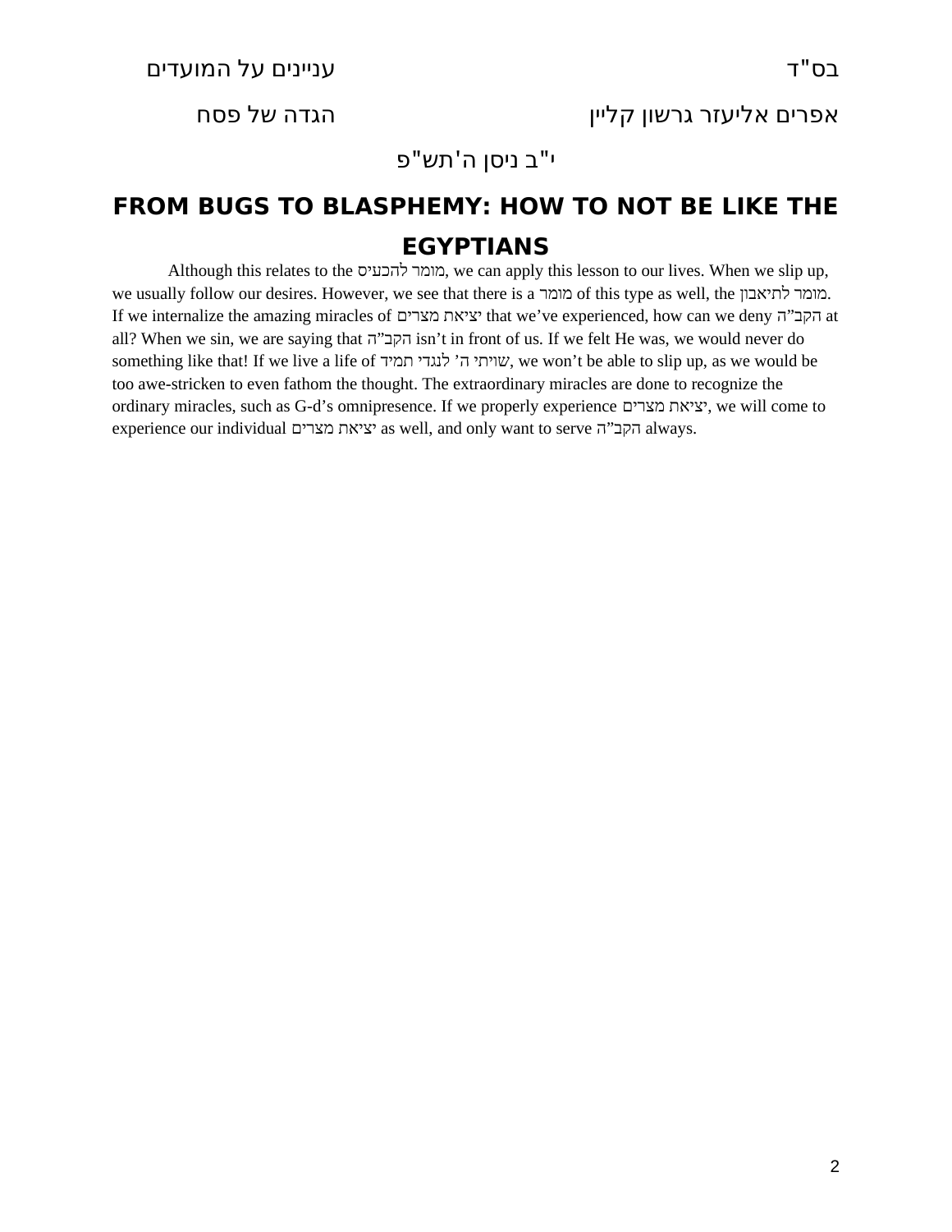# FROM BUGS TO BLASPHEMY: HOW TO NOT BE LIKE THE EGYPTIANS

Although this relates to the מומר להכעיס, we can apply this lesson to our lives. When we slip up, we usually follow our desires. However, we see that there is a מומר of this type as well, the מומר לתיאבון. If we internalize the amazing miracles of יציאת מצרים that we've experienced, how can we deny הקב"ה at all? When we sin, we are saying that הקב"ה isn't in front of us. If we felt He was, we would never do something like that! If we live a life of שויתי ה' לנגדי תמיד, we won't be able to slip up, as we would be too awe-stricken to even fathom the thought. The extraordinary miracles are done to recognize the ordinary miracles, such as G-d's omnipresence. If we properly experience יציאת מצרים, we will come to experience our individual יציאת מצרים as well, and only want to serve הקב"ה always.